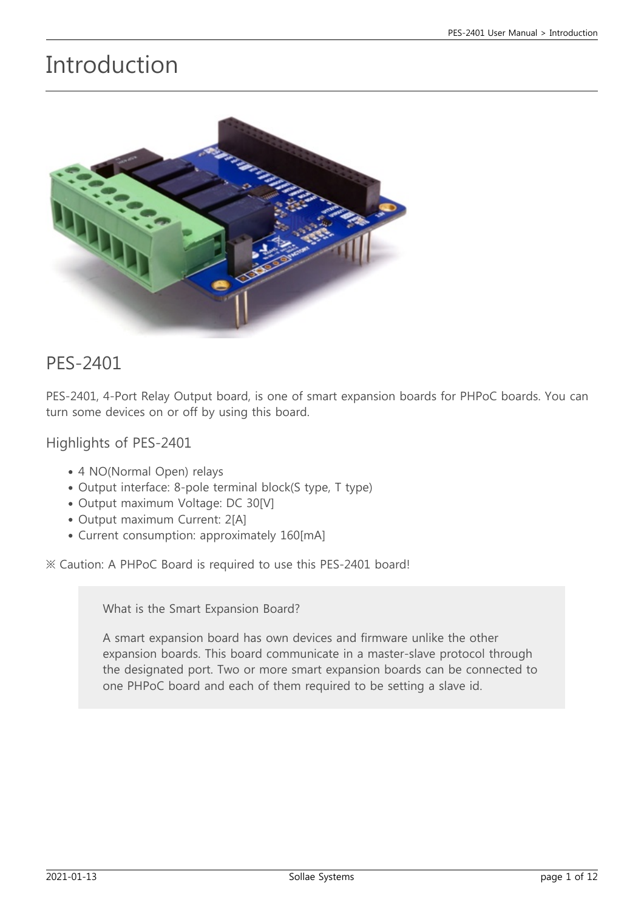# Introduction

## PES-2401

PES-2401, 4-Port Relay Output board, is one of smart expansion boards for PHPoC boards. You can turn some devices on or off by using this board.

### Highlights of PES-2401

- 4 NO(Normal Open) relays
- Output interface: 8-pole terminal block(S type, T type)
- Output maximum Voltage: DC 30[V]
- Output maximum Current: 2[A]
- Current consumption: approximately 160[mA]

※ Caution: A PHPoC Board is required to use this PES-2401 board!

> What is the Smart Expansion Board?
>
> A smart expansion board has own devices and firmware unlike the other expansion boards. This board communicate in a master-slave protocol through the designated port. Two or more smart expansion boards can be connected to one PHPoC board and each of them required to be setting a slave id.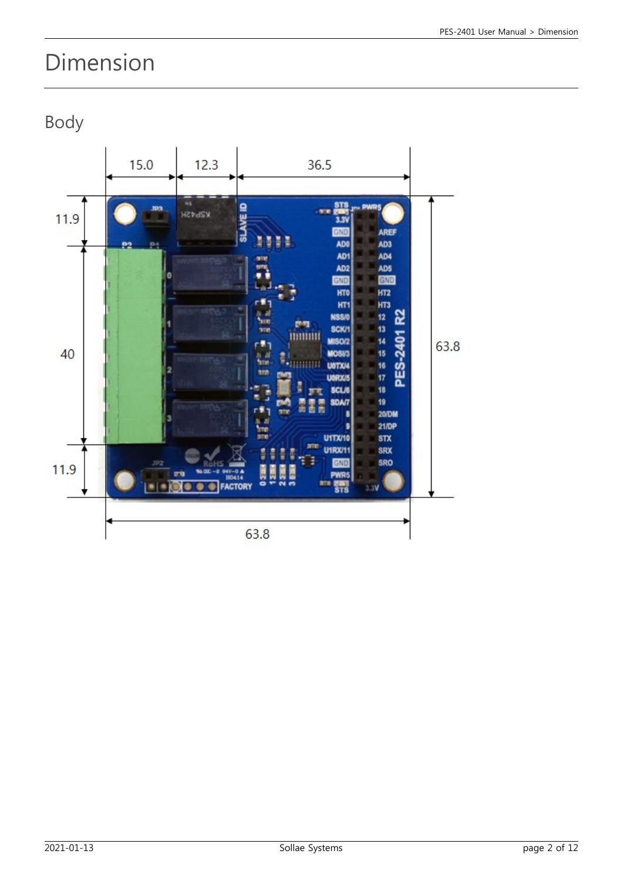# Dimension

## Body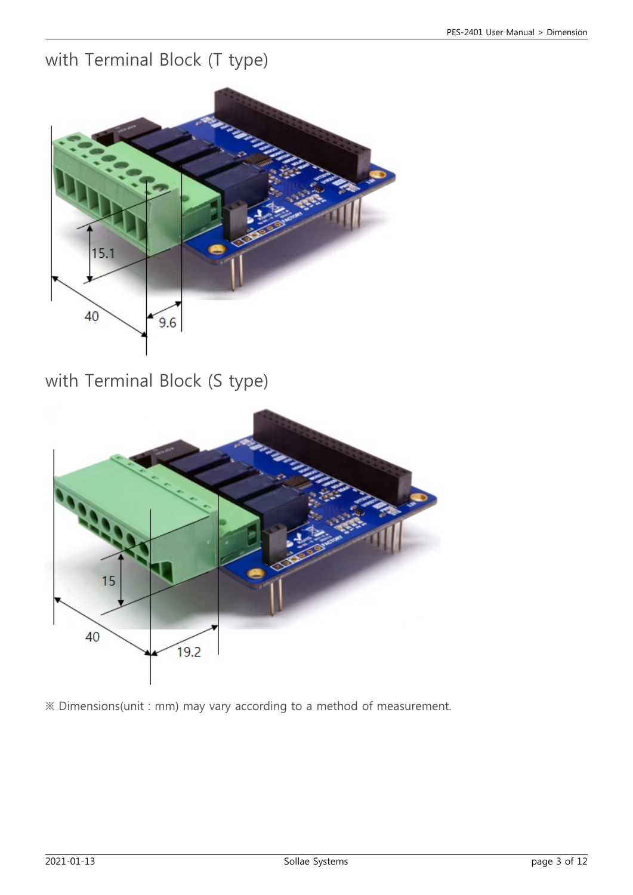## with Terminal Block (T type)

## with Terminal Block (S type)

※ Dimensions(unit : mm) may vary according to a method of measurement.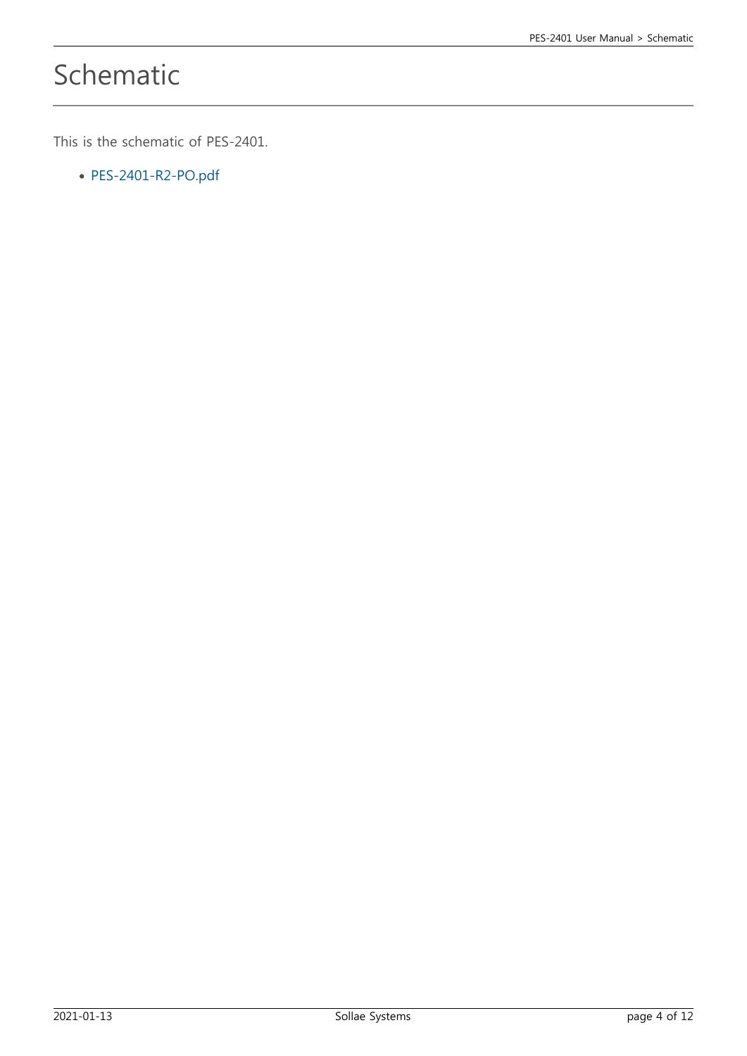# Schematic

This is the schematic of PES-2401.

- PES-2401-R2-PO.pdf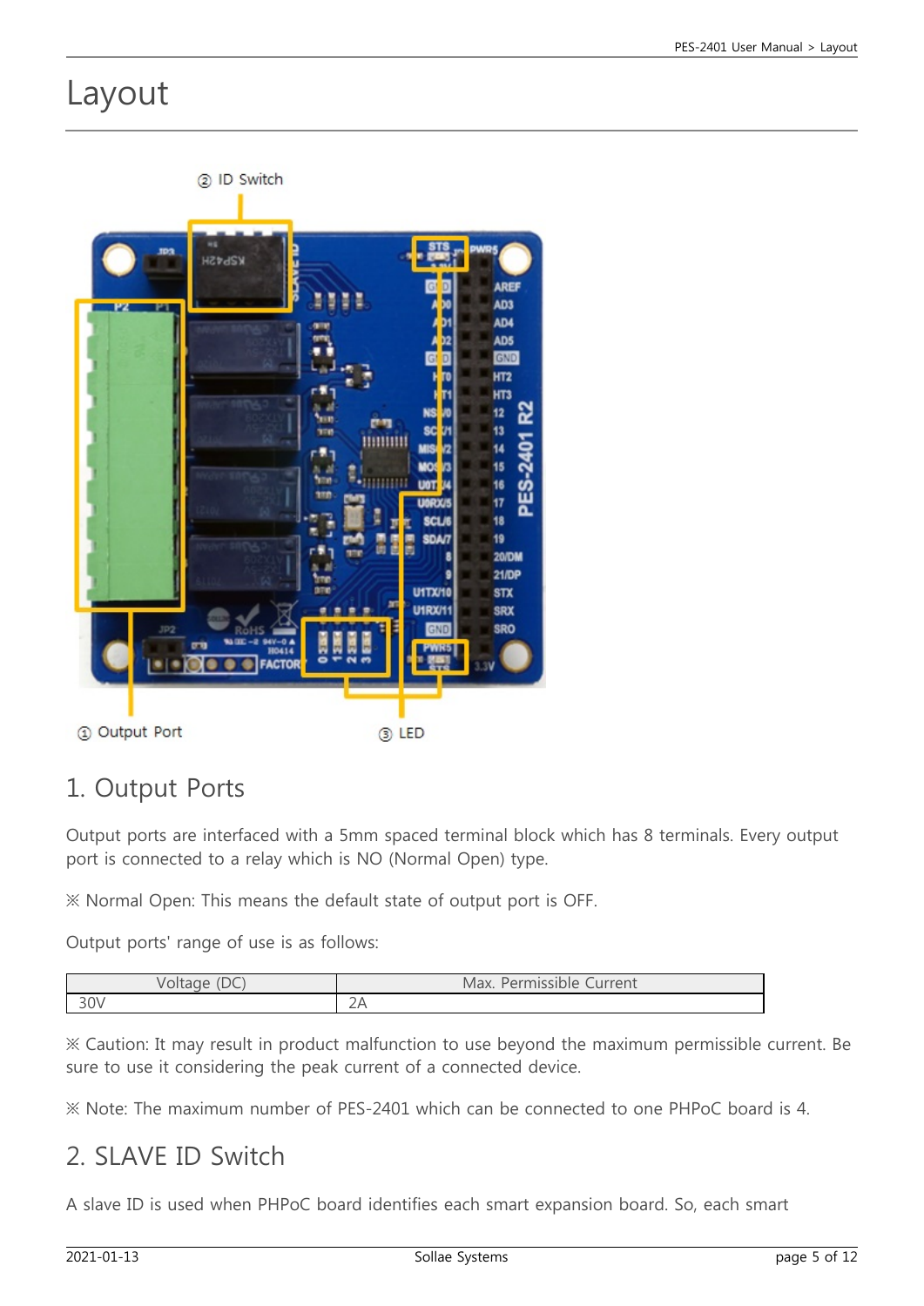# Layout

## 1. Output Ports

Output ports are interfaced with a 5mm spaced terminal block which has 8 terminals. Every output port is connected to a relay which is NO (Normal Open) type.

※ Normal Open: This means the default state of output port is OFF.

Output ports' range of use is as follows:

| Voltage (DC) | Max. Permissible Current |
| --- | --- |
| 30V | 2A |

※ Caution: It may result in product malfunction to use beyond the maximum permissible current. Be sure to use it considering the peak current of a connected device.

※ Note: The maximum number of PES-2401 which can be connected to one PHPoC board is 4.

## 2. SLAVE ID Switch

A slave ID is used when PHPoC board identifies each smart expansion board. So, each smart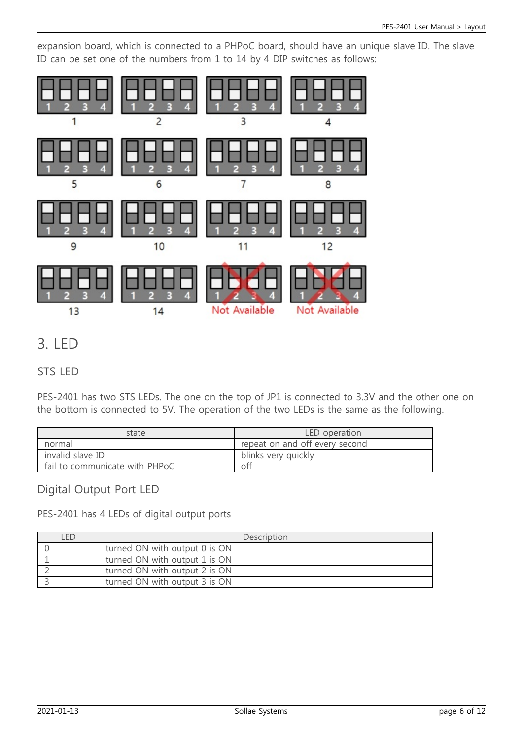expansion board, which is connected to a PHPoC board, should have an unique slave ID. The slave ID can be set one of the numbers from 1 to 14 by 4 DIP switches as follows:

1 2 3 4
1

1 2 3 4
2

1 2 3 4
3

1 2 3 4
4

1 2 3 4
5

1 2 3 4
6

1 2 3 4
7

1 2 3 4
8

1 2 3 4
9

1 2 3 4
10

1 2 3 4
11

1 2 3 4
12

1 2 3 4
13

1 2 3 4
14

1 2 3 4
Not Available

1 2 3 4
Not Available

# 3. LED

## STS LED

PES-2401 has two STS LEDs. The one on the top of JP1 is connected to 3.3V and the other one on the bottom is connected to 5V. The operation of the two LEDs is the same as the following.

| state | LED operation |
|---|---|
| normal | repeat on and off every second |
| invalid slave ID | blinks very quickly |
| fail to communicate with PHPoC | off |

## Digital Output Port LED

PES-2401 has 4 LEDs of digital output ports

| LED | Description |
|---|---|
| 0 | turned ON with output 0 is ON |
| 1 | turned ON with output 1 is ON |
| 2 | turned ON with output 2 is ON |
| 3 | turned ON with output 3 is ON |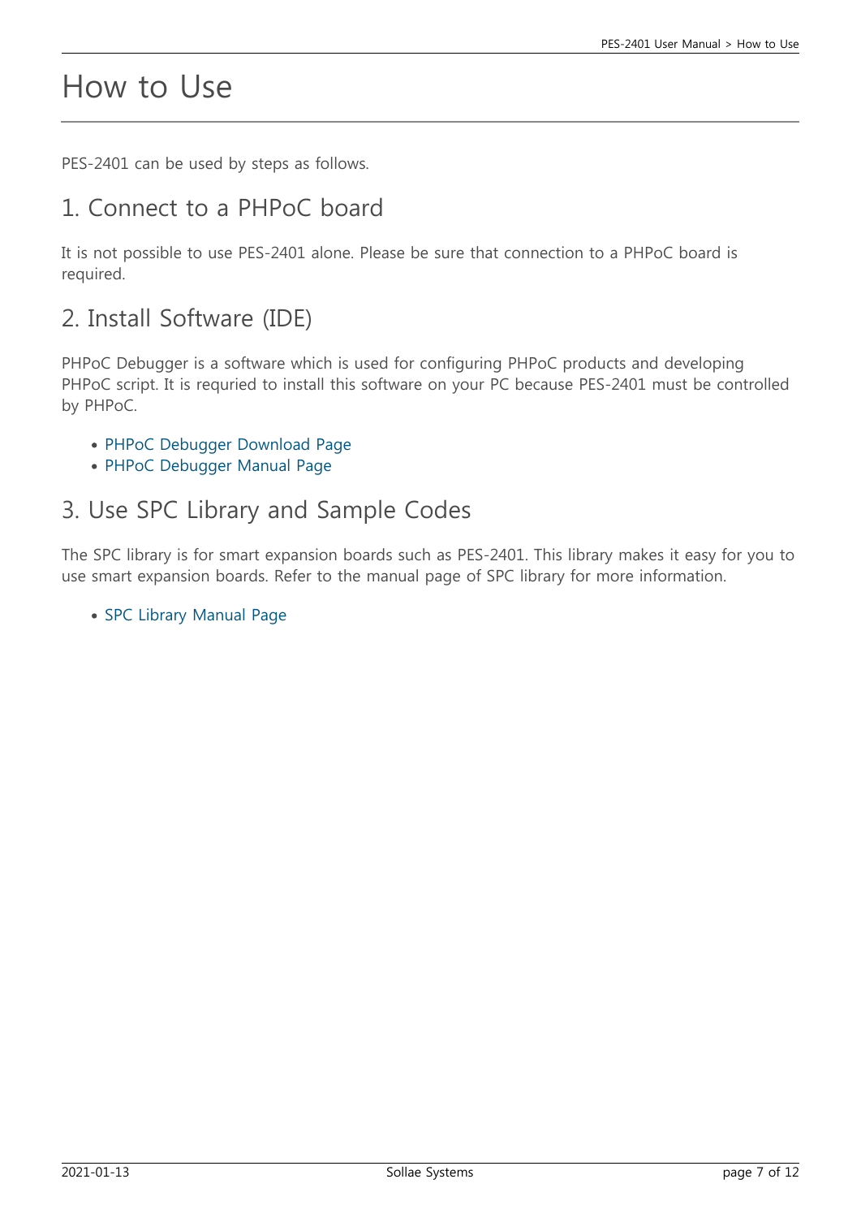# How to Use

PES-2401 can be used by steps as follows.

## 1. Connect to a PHPoC board

It is not possible to use PES-2401 alone. Please be sure that connection to a PHPoC board is required.

## 2. Install Software (IDE)

PHPoC Debugger is a software which is used for configuring PHPoC products and developing PHPoC script. It is requried to install this software on your PC because PES-2401 must be controlled by PHPoC.

- PHPoC Debugger Download Page
- PHPoC Debugger Manual Page

## 3. Use SPC Library and Sample Codes

The SPC library is for smart expansion boards such as PES-2401. This library makes it easy for you to use smart expansion boards. Refer to the manual page of SPC library for more information.

- SPC Library Manual Page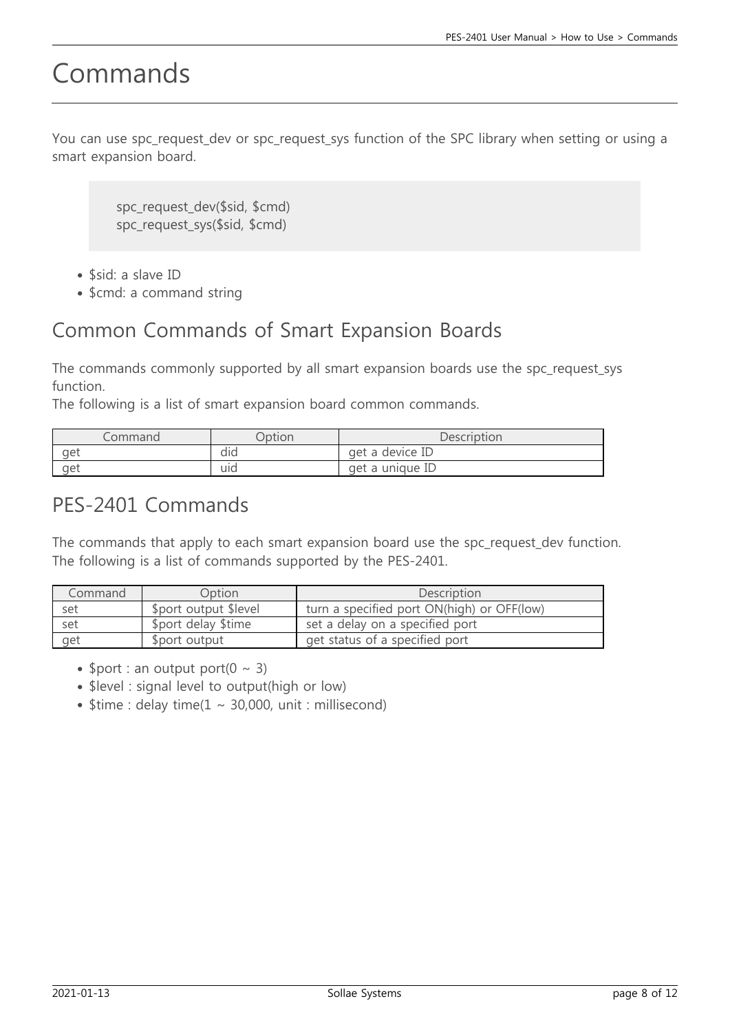# Commands

You can use spc_request_dev or spc_request_sys function of the SPC library when setting or using a smart expansion board.

```
spc_request_dev($sid, $cmd)
spc_request_sys($sid, $cmd)
```

- $sid: a slave ID
- $cmd: a command string

## Common Commands of Smart Expansion Boards

The commands commonly supported by all smart expansion boards use the spc_request_sys function.
The following is a list of smart expansion board common commands.

| Command | Option | Description |
| --- | --- | --- |
| get | did | get a device ID |
| get | uid | get a unique ID |

## PES-2401 Commands

The commands that apply to each smart expansion board use the spc_request_dev function.
The following is a list of commands supported by the PES-2401.

| Command | Option | Description |
| --- | --- | --- |
| set | $port output $level | turn a specified port ON(high) or OFF(low) |
| set | $port delay $time | set a delay on a specified port |
| get | $port output | get status of a specified port |

- $port : an output port(0 ~ 3)
- $level : signal level to output(high or low)
- $time : delay time(1 ~ 30,000, unit : millisecond)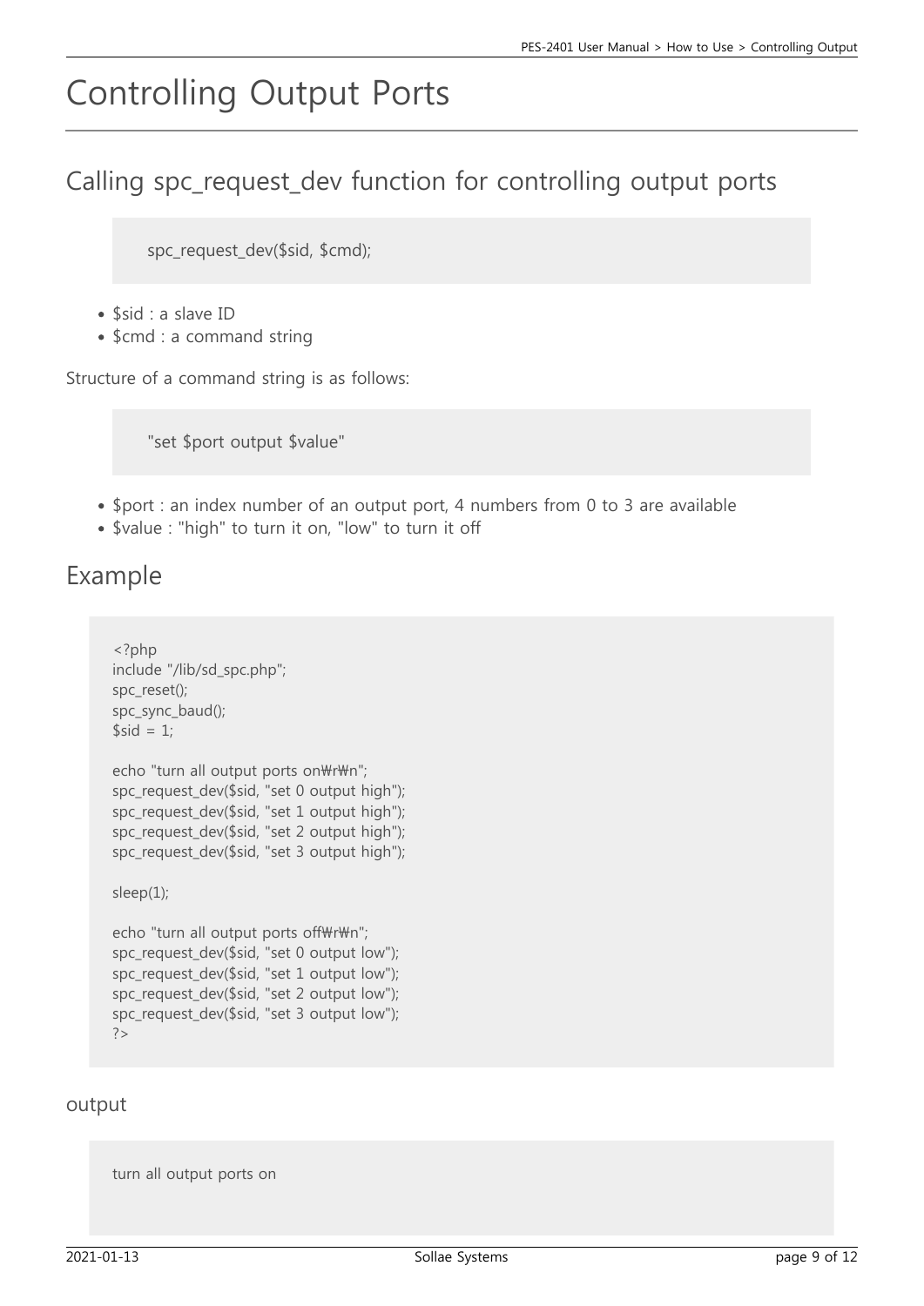# Controlling Output Ports

## Calling spc_request_dev function for controlling output ports

```
spc_request_dev($sid, $cmd);
```

- $sid : a slave ID
- $cmd : a command string

Structure of a command string is as follows:

```
"set $port output $value"
```

- $port : an index number of an output port, 4 numbers from 0 to 3 are available
- $value : "high" to turn it on, "low" to turn it off

## Example

```
<?php
include "/lib/sd_spc.php";
spc_reset();
spc_sync_baud();
$sid = 1;

echo "turn all output ports on₩r₩n";
spc_request_dev($sid, "set 0 output high");
spc_request_dev($sid, "set 1 output high");
spc_request_dev($sid, "set 2 output high");
spc_request_dev($sid, "set 3 output high");

sleep(1);

echo "turn all output ports off₩r₩n";
spc_request_dev($sid, "set 0 output low");
spc_request_dev($sid, "set 1 output low");
spc_request_dev($sid, "set 2 output low");
spc_request_dev($sid, "set 3 output low");
?>
```

### output

```
turn all output ports on
```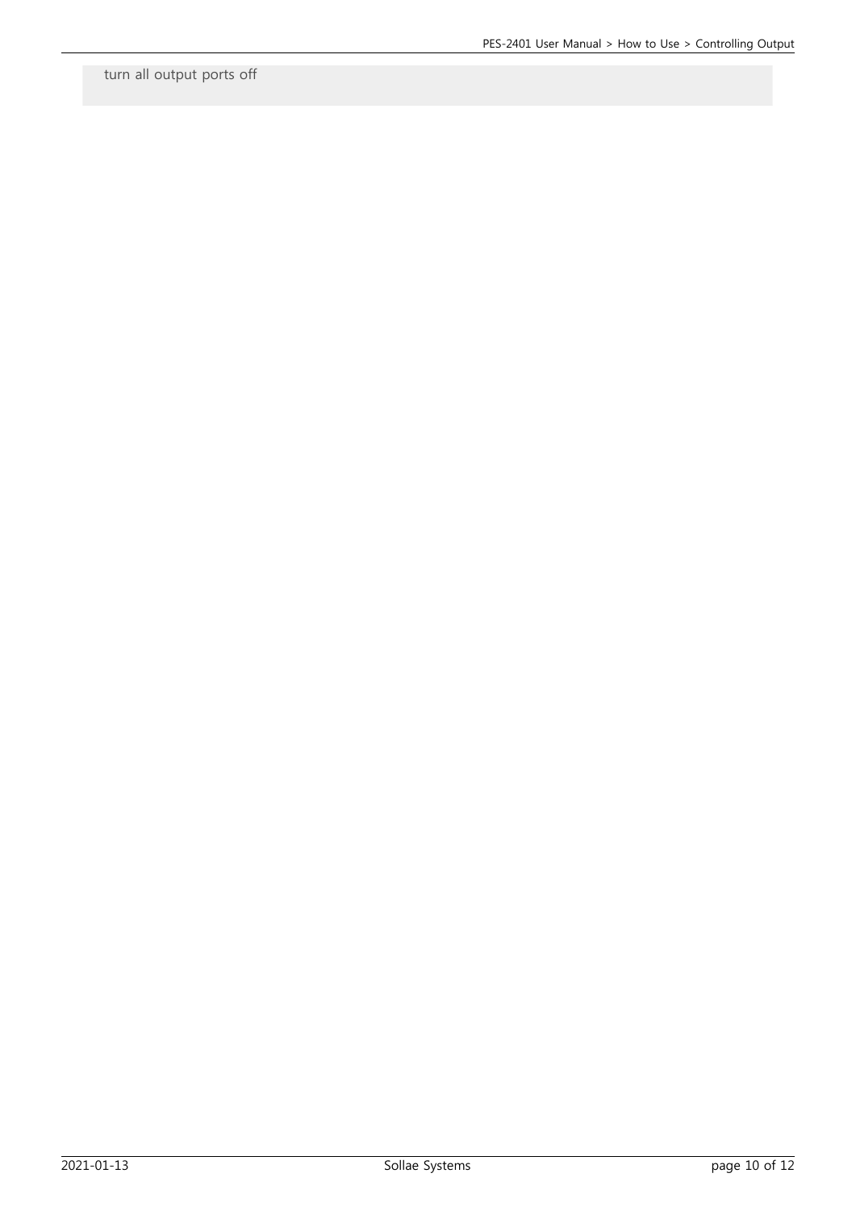```
turn all output ports off
```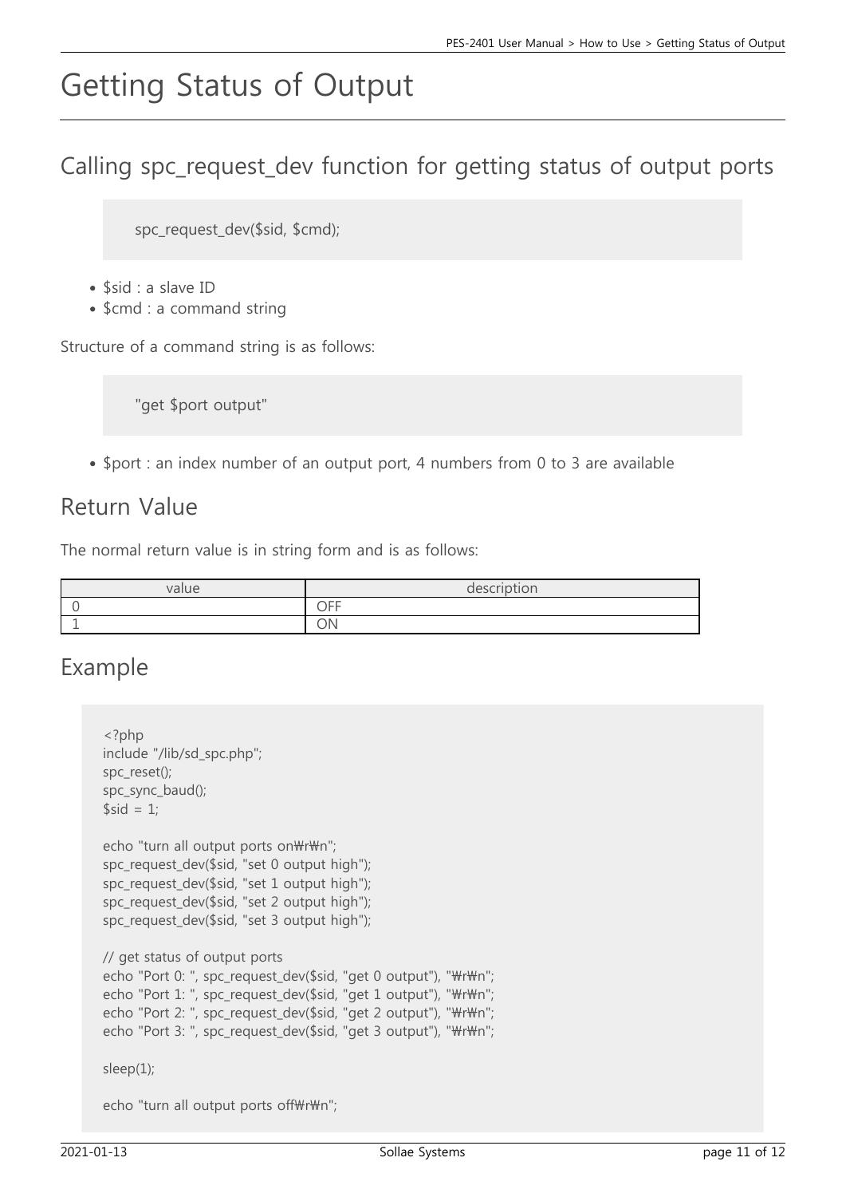# Getting Status of Output

## Calling spc_request_dev function for getting status of output ports

```
spc_request_dev($sid, $cmd);
```

- $sid : a slave ID
- $cmd : a command string

Structure of a command string is as follows:

```
"get $port output"
```

- $port : an index number of an output port, 4 numbers from 0 to 3 are available

## Return Value

The normal return value is in string form and is as follows:

| value | description |
| --- | --- |
| 0 | OFF |
| 1 | ON |

## Example

```
<?php
include "/lib/sd_spc.php";
spc_reset();
spc_sync_baud();
$sid = 1;

echo "turn all output ports on\r\n";
spc_request_dev($sid, "set 0 output high");
spc_request_dev($sid, "set 1 output high");
spc_request_dev($sid, "set 2 output high");
spc_request_dev($sid, "set 3 output high");

// get status of output ports
echo "Port 0: ", spc_request_dev($sid, "get 0 output"), "\r\n";
echo "Port 1: ", spc_request_dev($sid, "get 1 output"), "\r\n";
echo "Port 2: ", spc_request_dev($sid, "get 2 output"), "\r\n";
echo "Port 3: ", spc_request_dev($sid, "get 3 output"), "\r\n";

sleep(1);

echo "turn all output ports off\r\n";
```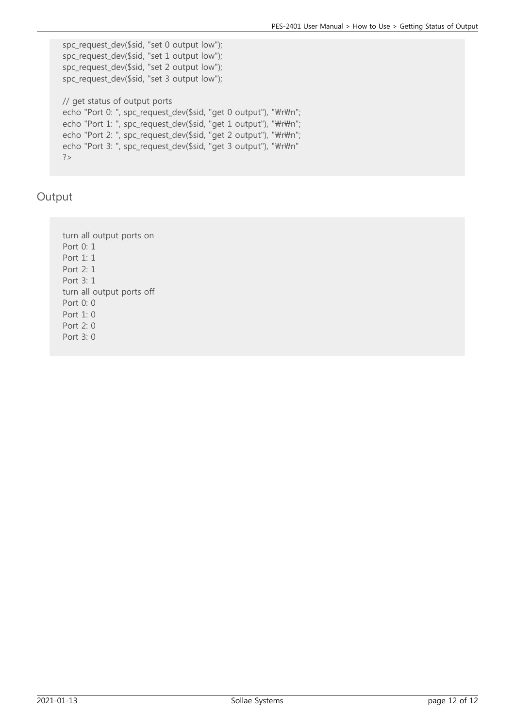```
spc_request_dev($sid, "set 0 output low");
spc_request_dev($sid, "set 1 output low");
spc_request_dev($sid, "set 2 output low");
spc_request_dev($sid, "set 3 output low");

// get status of output ports
echo "Port 0: ", spc_request_dev($sid, "get 0 output"), "₩r₩n";
echo "Port 1: ", spc_request_dev($sid, "get 1 output"), "₩r₩n";
echo "Port 2: ", spc_request_dev($sid, "get 2 output"), "₩r₩n";
echo "Port 3: ", spc_request_dev($sid, "get 3 output"), "₩r₩n"
?>
```

## Output

```
turn all output ports on
Port 0: 1
Port 1: 1
Port 2: 1
Port 3: 1
turn all output ports off
Port 0: 0
Port 1: 0
Port 2: 0
Port 3: 0
```